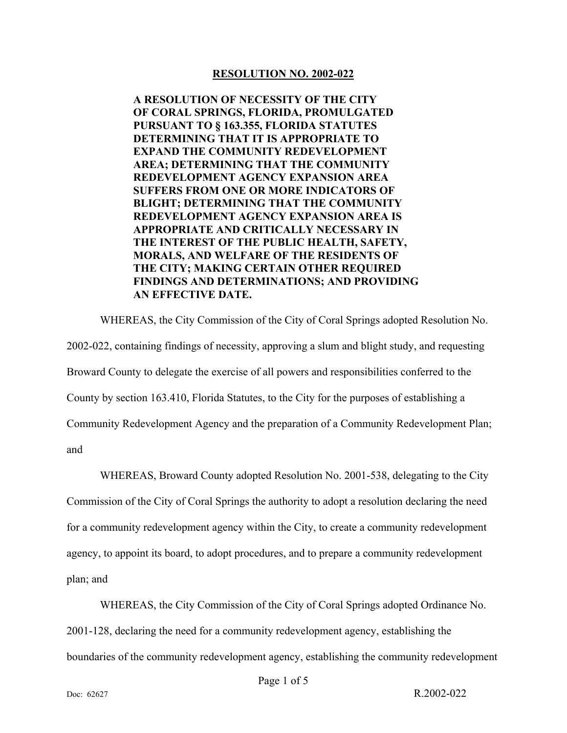# RESOLUTION NO. 2002-022

**A RESOLUTION OF NECESSITY OF THE CITY OF CORAL SPRINGS, FLORIDA, PROMULGATED PURSUANT TO § 163.355, FLORIDA STATUTES DETERMINING THAT IT IS APPROPRIATE TO EXPAND THE COMMUNITY REDEVELOPMENT AREA; DETERMINING THAT THE COMMUNITY REDEVELOPMENT AGENCY EXPANSION AREA SUFFERS FROM ONE OR MORE INDICATORS OF BLIGHT; DETERMINING THAT THE COMMUNITY REDEVELOPMENT AGENCY EXPANSION AREA IS APPROPRIATE AND CRITICALLY NECESSARY IN THE INTEREST OF THE PUBLIC HEALTH, SAFETY, MORALS, AND WELFARE OF THE RESIDENTS OF THE CITY; MAKING CERTAIN OTHER REQUIRED FINDINGS AND DETERMINATIONS; AND PROVIDING AN EFFECTIVE DATE.**

WHEREAS, the City Commission of the City of Coral Springs adopted Resolution No. 2002-022, containing findings of necessity, approving a slum and blight study, and requesting Broward County to delegate the exercise of all powers and responsibilities conferred to the County by section 163.410, Florida Statutes, to the City for the purposes of establishing a Community Redevelopment Agency and the preparation of a Community Redevelopment Plan; and

WHEREAS, Broward County adopted Resolution No. 2001-538, delegating to the City Commission of the City of Coral Springs the authority to adopt a resolution declaring the need for a community redevelopment agency within the City, to create a community redevelopment agency, to appoint its board, to adopt procedures, and to prepare a community redevelopment plan; and

WHEREAS, the City Commission of the City of Coral Springs adopted Ordinance No. 2001-128, declaring the need for a community redevelopment agency, establishing the boundaries of the community redevelopment agency, establishing the community redevelopment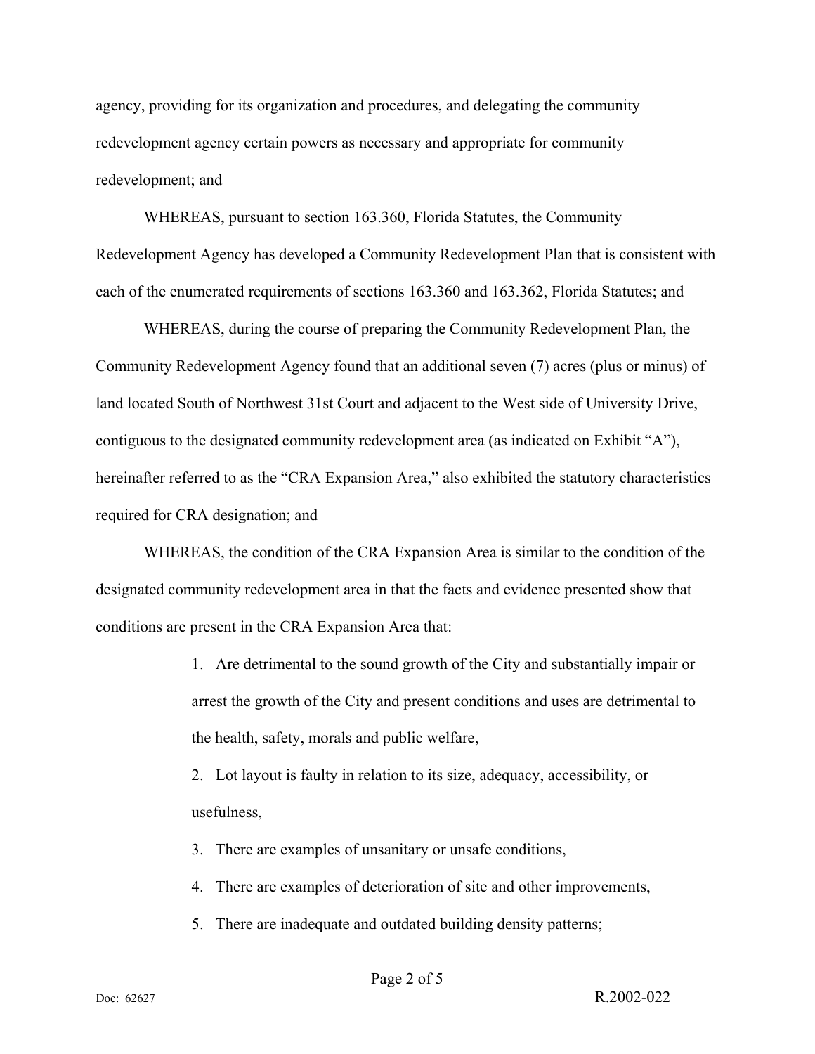agency, providing for its organization and procedures, and delegating the community redevelopment agency certain powers as necessary and appropriate for community redevelopment; and

WHEREAS, pursuant to section 163.360, Florida Statutes, the Community Redevelopment Agency has developed a Community Redevelopment Plan that is consistent with each of the enumerated requirements of sections 163.360 and 163.362, Florida Statutes; and

WHEREAS, during the course of preparing the Community Redevelopment Plan, the Community Redevelopment Agency found that an additional seven (7) acres (plus or minus) of land located South of Northwest 31st Court and adjacent to the West side of University Drive, contiguous to the designated community redevelopment area (as indicated on Exhibit "A"), hereinafter referred to as the "CRA Expansion Area," also exhibited the statutory characteristics required for CRA designation; and

WHEREAS, the condition of the CRA Expansion Area is similar to the condition of the designated community redevelopment area in that the facts and evidence presented show that conditions are present in the CRA Expansion Area that:

1. Are detrimental to the sound growth of the City and substantially impair or arrest the growth of the City and present conditions and uses are detrimental to the health, safety, morals and public welfare,
2. Lot layout is faulty in relation to its size, adequacy, accessibility, or usefulness,
3. There are examples of unsanitary or unsafe conditions,
4. There are examples of deterioration of site and other improvements,
5. There are inadequate and outdated building density patterns;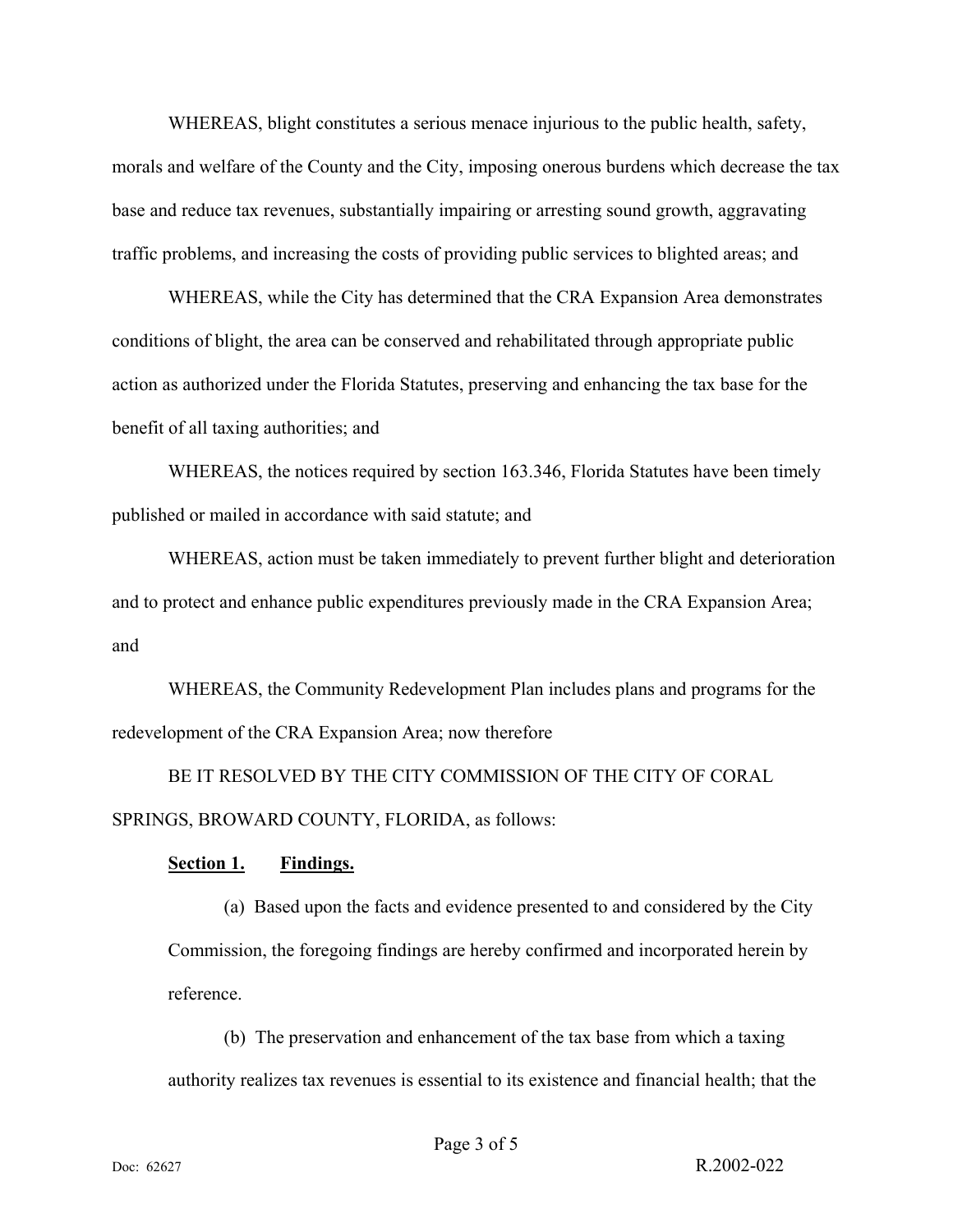WHEREAS, blight constitutes a serious menace injurious to the public health, safety, morals and welfare of the County and the City, imposing onerous burdens which decrease the tax base and reduce tax revenues, substantially impairing or arresting sound growth, aggravating traffic problems, and increasing the costs of providing public services to blighted areas; and

WHEREAS, while the City has determined that the CRA Expansion Area demonstrates conditions of blight, the area can be conserved and rehabilitated through appropriate public action as authorized under the Florida Statutes, preserving and enhancing the tax base for the benefit of all taxing authorities; and

WHEREAS, the notices required by section 163.346, Florida Statutes have been timely published or mailed in accordance with said statute; and

WHEREAS, action must be taken immediately to prevent further blight and deterioration and to protect and enhance public expenditures previously made in the CRA Expansion Area; and

WHEREAS, the Community Redevelopment Plan includes plans and programs for the redevelopment of the CRA Expansion Area; now therefore

BE IT RESOLVED BY THE CITY COMMISSION OF THE CITY OF CORAL SPRINGS, BROWARD COUNTY, FLORIDA, as follows:

**Section 1. Findings.**

(a) Based upon the facts and evidence presented to and considered by the City Commission, the foregoing findings are hereby confirmed and incorporated herein by reference.

(b) The preservation and enhancement of the tax base from which a taxing authority realizes tax revenues is essential to its existence and financial health; that the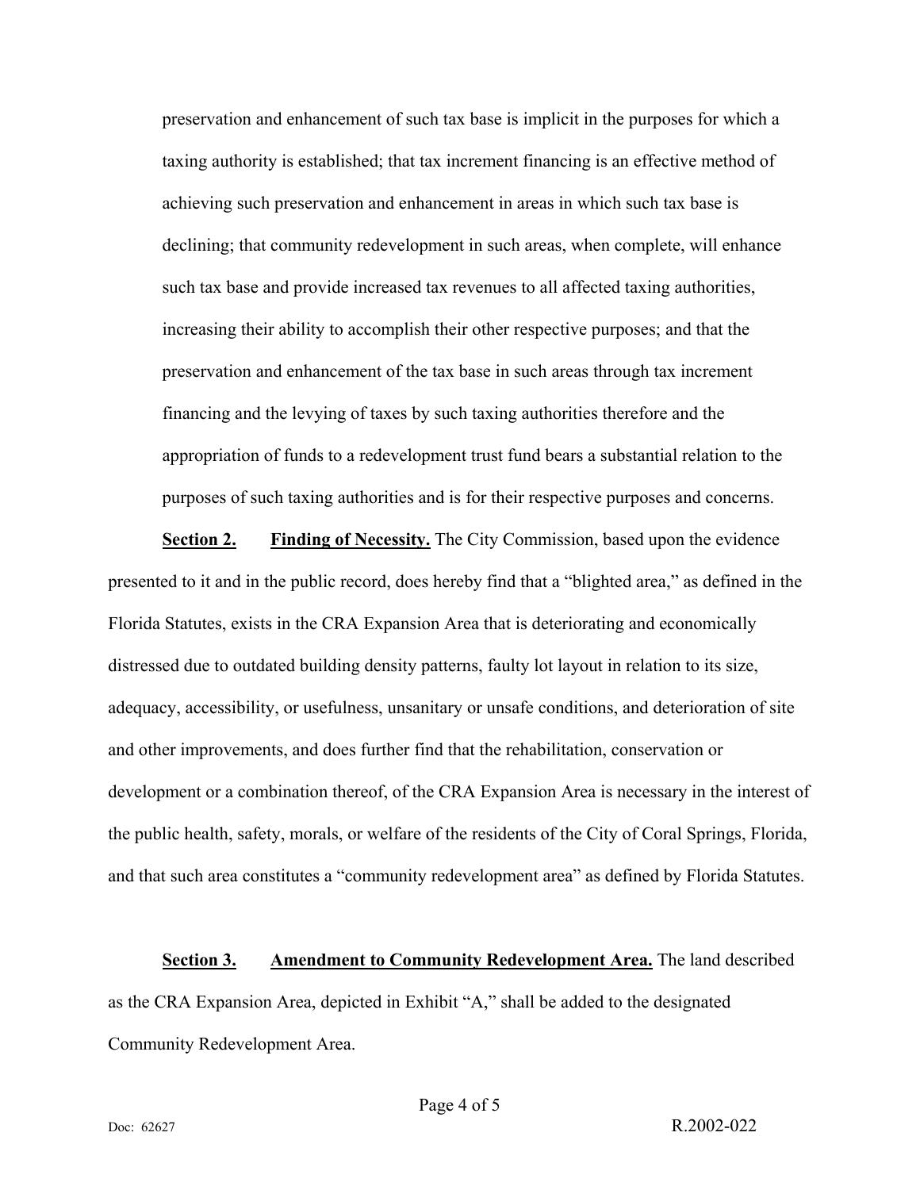preservation and enhancement of such tax base is implicit in the purposes for which a taxing authority is established; that tax increment financing is an effective method of achieving such preservation and enhancement in areas in which such tax base is declining; that community redevelopment in such areas, when complete, will enhance such tax base and provide increased tax revenues to all affected taxing authorities, increasing their ability to accomplish their other respective purposes; and that the preservation and enhancement of the tax base in such areas through tax increment financing and the levying of taxes by such taxing authorities therefore and the appropriation of funds to a redevelopment trust fund bears a substantial relation to the purposes of such taxing authorities and is for their respective purposes and concerns.

**Section 2. Finding of Necessity.** The City Commission, based upon the evidence presented to it and in the public record, does hereby find that a "blighted area," as defined in the Florida Statutes, exists in the CRA Expansion Area that is deteriorating and economically distressed due to outdated building density patterns, faulty lot layout in relation to its size, adequacy, accessibility, or usefulness, unsanitary or unsafe conditions, and deterioration of site and other improvements, and does further find that the rehabilitation, conservation or development or a combination thereof, of the CRA Expansion Area is necessary in the interest of the public health, safety, morals, or welfare of the residents of the City of Coral Springs, Florida, and that such area constitutes a "community redevelopment area" as defined by Florida Statutes.

**Section 3. Amendment to Community Redevelopment Area.** The land described as the CRA Expansion Area, depicted in Exhibit "A," shall be added to the designated Community Redevelopment Area.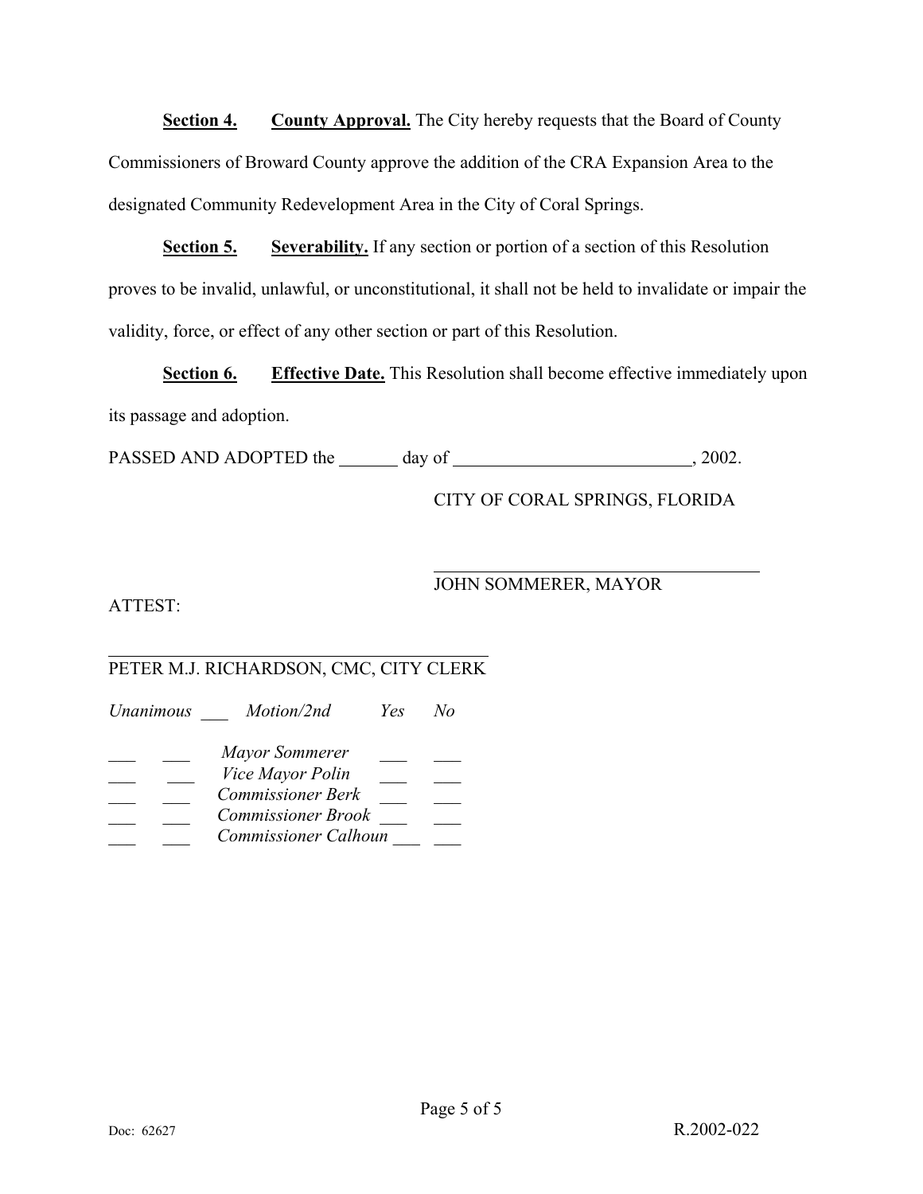**<u>Section 4.</u>** **<u>County Approval.</u>** The City hereby requests that the Board of County Commissioners of Broward County approve the addition of the CRA Expansion Area to the designated Community Redevelopment Area in the City of Coral Springs.

**<u>Section 5.</u>** **<u>Severability.</u>** If any section or portion of a section of this Resolution proves to be invalid, unlawful, or unconstitutional, it shall not be held to invalidate or impair the validity, force, or effect of any other section or part of this Resolution.

**<u>Section 6.</u>** **<u>Effective Date.</u>** This Resolution shall become effective immediately upon its passage and adoption.

PASSED AND ADOPTED the _______ day of ___________________________, 2002.

CITY OF CORAL SPRINGS, FLORIDA

_____________________________________

JOHN SOMMERER, MAYOR

ATTEST:

_____________________________________

PETER M.J. RICHARDSON, CMC, CITY CLERK

| *Unanimous* ___ | *Motion/2nd* | | *Yes* | *No* |
|---|---|---|---|---|
| ___ | ___ | *Mayor Sommerer* | ___ | ___ |
| ___ | ___ | *Vice Mayor Polin* | ___ | ___ |
| ___ | ___ | *Commissioner Berk* | ___ | ___ |
| ___ | ___ | *Commissioner Brook* | ___ | ___ |
| ___ | ___ | *Commissioner Calhoun* | ___ | ___ |

Doc: 62627

R.2002-022